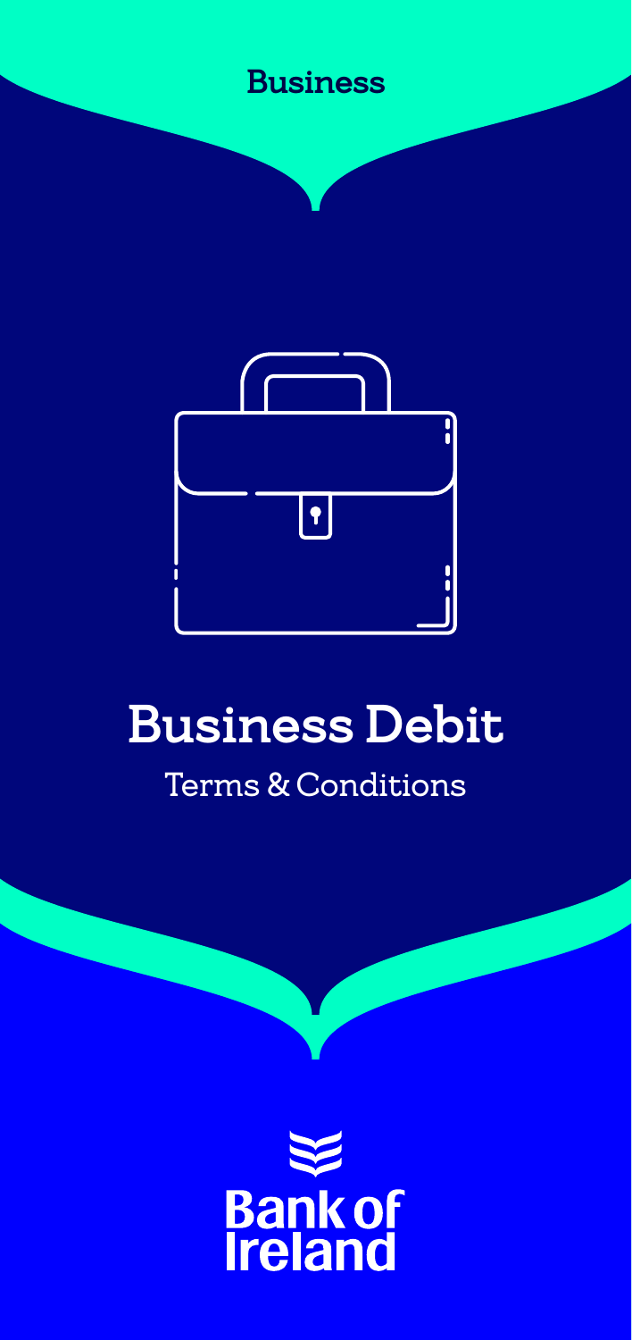Business

# Business Debit

Terms & Conditions

Bank of Ireland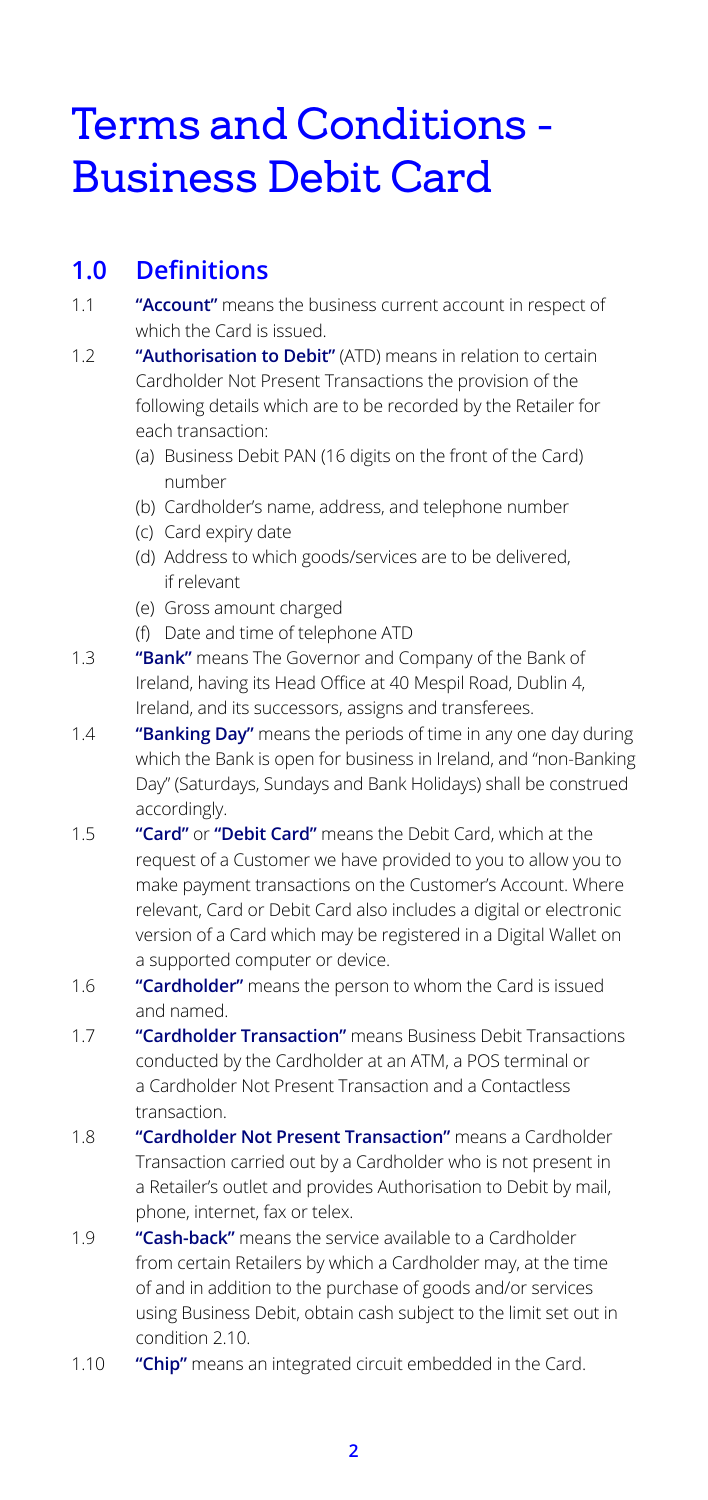# Terms and Conditions - Business Debit Card

## 1.0 Definitions

1.1 **"Account"** means the business current account in respect of which the Card is issued.

1.2 **"Authorisation to Debit"** (ATD) means in relation to certain Cardholder Not Present Transactions the provision of the following details which are to be recorded by the Retailer for each transaction:

- (a) Business Debit PAN (16 digits on the front of the Card) number
- (b) Cardholder's name, address, and telephone number
- (c) Card expiry date
- (d) Address to which goods/services are to be delivered, if relevant
- (e) Gross amount charged
- (f) Date and time of telephone ATD

1.3 **"Bank"** means The Governor and Company of the Bank of Ireland, having its Head Office at 40 Mespil Road, Dublin 4, Ireland, and its successors, assigns and transferees.

1.4 **"Banking Day"** means the periods of time in any one day during which the Bank is open for business in Ireland, and "non-Banking Day" (Saturdays, Sundays and Bank Holidays) shall be construed accordingly.

1.5 **"Card"** or **"Debit Card"** means the Debit Card, which at the request of a Customer we have provided to you to allow you to make payment transactions on the Customer's Account. Where relevant, Card or Debit Card also includes a digital or electronic version of a Card which may be registered in a Digital Wallet on a supported computer or device.

1.6 **"Cardholder"** means the person to whom the Card is issued and named.

1.7 **"Cardholder Transaction"** means Business Debit Transactions conducted by the Cardholder at an ATM, a POS terminal or a Cardholder Not Present Transaction and a Contactless transaction.

1.8 **"Cardholder Not Present Transaction"** means a Cardholder Transaction carried out by a Cardholder who is not present in a Retailer's outlet and provides Authorisation to Debit by mail, phone, internet, fax or telex.

1.9 **"Cash-back"** means the service available to a Cardholder from certain Retailers by which a Cardholder may, at the time of and in addition to the purchase of goods and/or services using Business Debit, obtain cash subject to the limit set out in condition 2.10.

1.10 **"Chip"** means an integrated circuit embedded in the Card.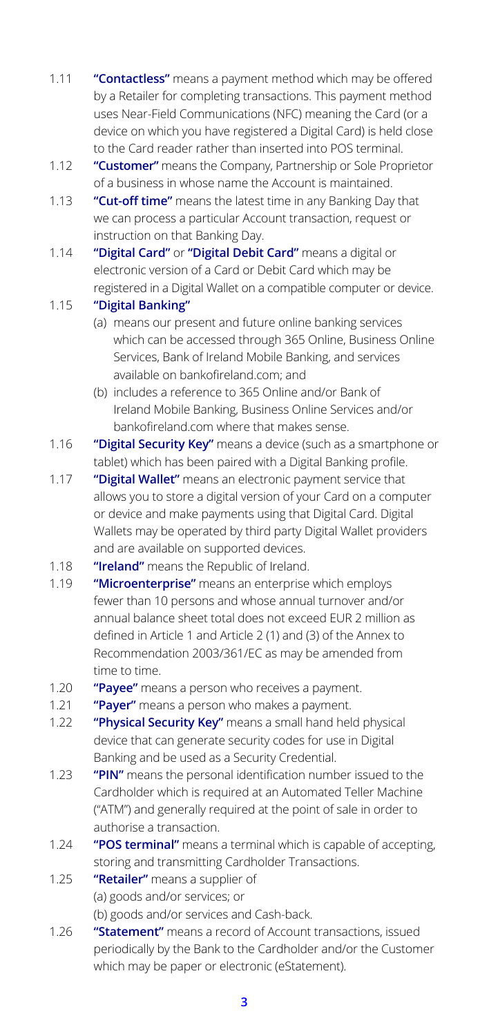1.11 **"Contactless"** means a payment method which may be offered by a Retailer for completing transactions. This payment method uses Near-Field Communications (NFC) meaning the Card (or a device on which you have registered a Digital Card) is held close to the Card reader rather than inserted into POS terminal.

1.12 **"Customer"** means the Company, Partnership or Sole Proprietor of a business in whose name the Account is maintained.

1.13 **"Cut-off time"** means the latest time in any Banking Day that we can process a particular Account transaction, request or instruction on that Banking Day.

1.14 **"Digital Card"** or **"Digital Debit Card"** means a digital or electronic version of a Card or Debit Card which may be registered in a Digital Wallet on a compatible computer or device.

1.15 **"Digital Banking"**

(a) means our present and future online banking services which can be accessed through 365 Online, Business Online Services, Bank of Ireland Mobile Banking, and services available on bankofireland.com; and

(b) includes a reference to 365 Online and/or Bank of Ireland Mobile Banking, Business Online Services and/or bankofireland.com where that makes sense.

1.16 **"Digital Security Key"** means a device (such as a smartphone or tablet) which has been paired with a Digital Banking profile.

1.17 **"Digital Wallet"** means an electronic payment service that allows you to store a digital version of your Card on a computer or device and make payments using that Digital Card. Digital Wallets may be operated by third party Digital Wallet providers and are available on supported devices.

1.18 **"Ireland"** means the Republic of Ireland.

1.19 **"Microenterprise"** means an enterprise which employs fewer than 10 persons and whose annual turnover and/or annual balance sheet total does not exceed EUR 2 million as defined in Article 1 and Article 2 (1) and (3) of the Annex to Recommendation 2003/361/EC as may be amended from time to time.

1.20 **"Payee"** means a person who receives a payment.

1.21 **"Payer"** means a person who makes a payment.

1.22 **"Physical Security Key"** means a small hand held physical device that can generate security codes for use in Digital Banking and be used as a Security Credential.

1.23 **"PIN"** means the personal identification number issued to the Cardholder which is required at an Automated Teller Machine ("ATM") and generally required at the point of sale in order to authorise a transaction.

1.24 **"POS terminal"** means a terminal which is capable of accepting, storing and transmitting Cardholder Transactions.

1.25 **"Retailer"** means a supplier of

(a) goods and/or services; or

(b) goods and/or services and Cash-back.

1.26 **"Statement"** means a record of Account transactions, issued periodically by the Bank to the Cardholder and/or the Customer which may be paper or electronic (eStatement).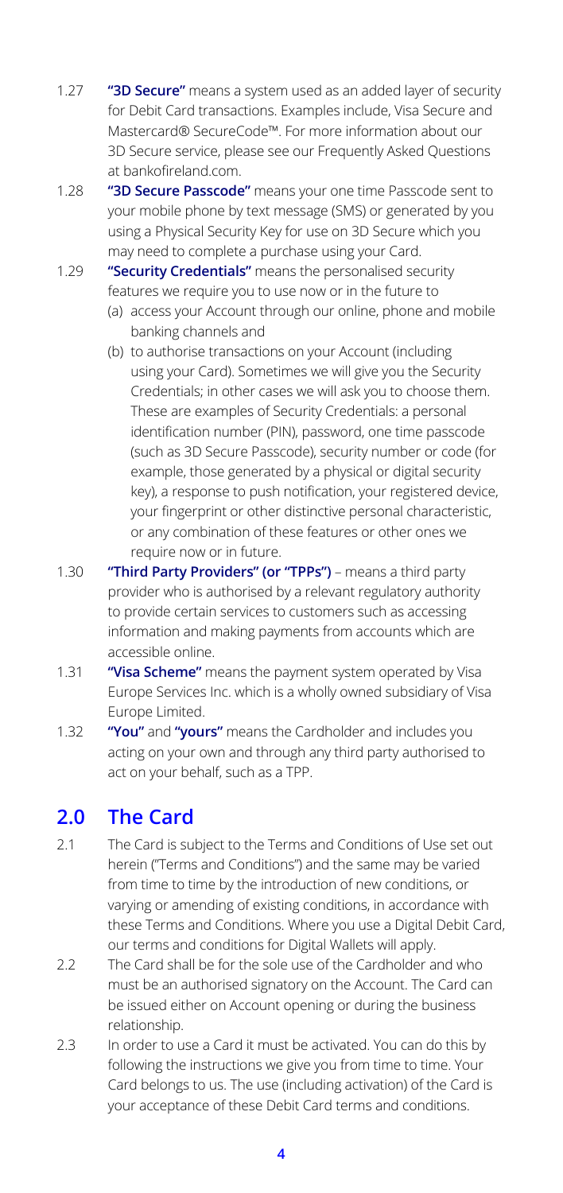1.27 **"3D Secure"** means a system used as an added layer of security for Debit Card transactions. Examples include, Visa Secure and Mastercard® SecureCode™. For more information about our 3D Secure service, please see our Frequently Asked Questions at bankofireland.com.

1.28 **"3D Secure Passcode"** means your one time Passcode sent to your mobile phone by text message (SMS) or generated by you using a Physical Security Key for use on 3D Secure which you may need to complete a purchase using your Card.

1.29 **"Security Credentials"** means the personalised security features we require you to use now or in the future to

(a) access your Account through our online, phone and mobile banking channels and

(b) to authorise transactions on your Account (including using your Card). Sometimes we will give you the Security Credentials; in other cases we will ask you to choose them. These are examples of Security Credentials: a personal identification number (PIN), password, one time passcode (such as 3D Secure Passcode), security number or code (for example, those generated by a physical or digital security key), a response to push notification, your registered device, your fingerprint or other distinctive personal characteristic, or any combination of these features or other ones we require now or in future.

1.30 **"Third Party Providers" (or "TPPs")** – means a third party provider who is authorised by a relevant regulatory authority to provide certain services to customers such as accessing information and making payments from accounts which are accessible online.

1.31 **"Visa Scheme"** means the payment system operated by Visa Europe Services Inc. which is a wholly owned subsidiary of Visa Europe Limited.

1.32 **"You"** and **"yours"** means the Cardholder and includes you acting on your own and through any third party authorised to act on your behalf, such as a TPP.

## 2.0 The Card

2.1 The Card is subject to the Terms and Conditions of Use set out herein ("Terms and Conditions") and the same may be varied from time to time by the introduction of new conditions, or varying or amending of existing conditions, in accordance with these Terms and Conditions. Where you use a Digital Debit Card, our terms and conditions for Digital Wallets will apply.

2.2 The Card shall be for the sole use of the Cardholder and who must be an authorised signatory on the Account. The Card can be issued either on Account opening or during the business relationship.

2.3 In order to use a Card it must be activated. You can do this by following the instructions we give you from time to time. Your Card belongs to us. The use (including activation) of the Card is your acceptance of these Debit Card terms and conditions.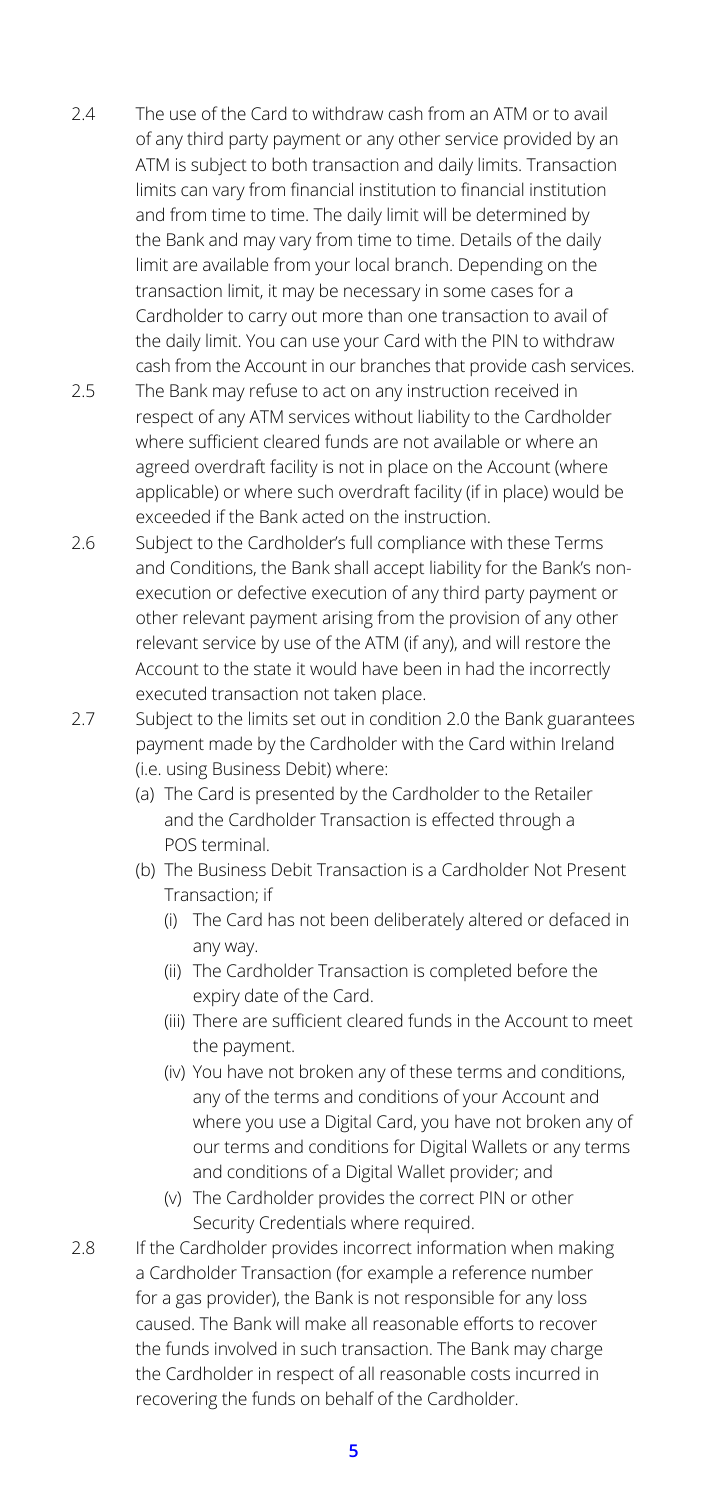2.4 The use of the Card to withdraw cash from an ATM or to avail of any third party payment or any other service provided by an ATM is subject to both transaction and daily limits. Transaction limits can vary from financial institution to financial institution and from time to time. The daily limit will be determined by the Bank and may vary from time to time. Details of the daily limit are available from your local branch. Depending on the transaction limit, it may be necessary in some cases for a Cardholder to carry out more than one transaction to avail of the daily limit. You can use your Card with the PIN to withdraw cash from the Account in our branches that provide cash services.

2.5 The Bank may refuse to act on any instruction received in respect of any ATM services without liability to the Cardholder where sufficient cleared funds are not available or where an agreed overdraft facility is not in place on the Account (where applicable) or where such overdraft facility (if in place) would be exceeded if the Bank acted on the instruction.

2.6 Subject to the Cardholder's full compliance with these Terms and Conditions, the Bank shall accept liability for the Bank's non-execution or defective execution of any third party payment or other relevant payment arising from the provision of any other relevant service by use of the ATM (if any), and will restore the Account to the state it would have been in had the incorrectly executed transaction not taken place.

2.7 Subject to the limits set out in condition 2.0 the Bank guarantees payment made by the Cardholder with the Card within Ireland (i.e. using Business Debit) where:

(a) The Card is presented by the Cardholder to the Retailer and the Cardholder Transaction is effected through a POS terminal.

(b) The Business Debit Transaction is a Cardholder Not Present Transaction; if

(i) The Card has not been deliberately altered or defaced in any way.

(ii) The Cardholder Transaction is completed before the expiry date of the Card.

(iii) There are sufficient cleared funds in the Account to meet the payment.

(iv) You have not broken any of these terms and conditions, any of the terms and conditions of your Account and where you use a Digital Card, you have not broken any of our terms and conditions for Digital Wallets or any terms and conditions of a Digital Wallet provider; and

(v) The Cardholder provides the correct PIN or other Security Credentials where required.

2.8 If the Cardholder provides incorrect information when making a Cardholder Transaction (for example a reference number for a gas provider), the Bank is not responsible for any loss caused. The Bank will make all reasonable efforts to recover the funds involved in such transaction. The Bank may charge the Cardholder in respect of all reasonable costs incurred in recovering the funds on behalf of the Cardholder.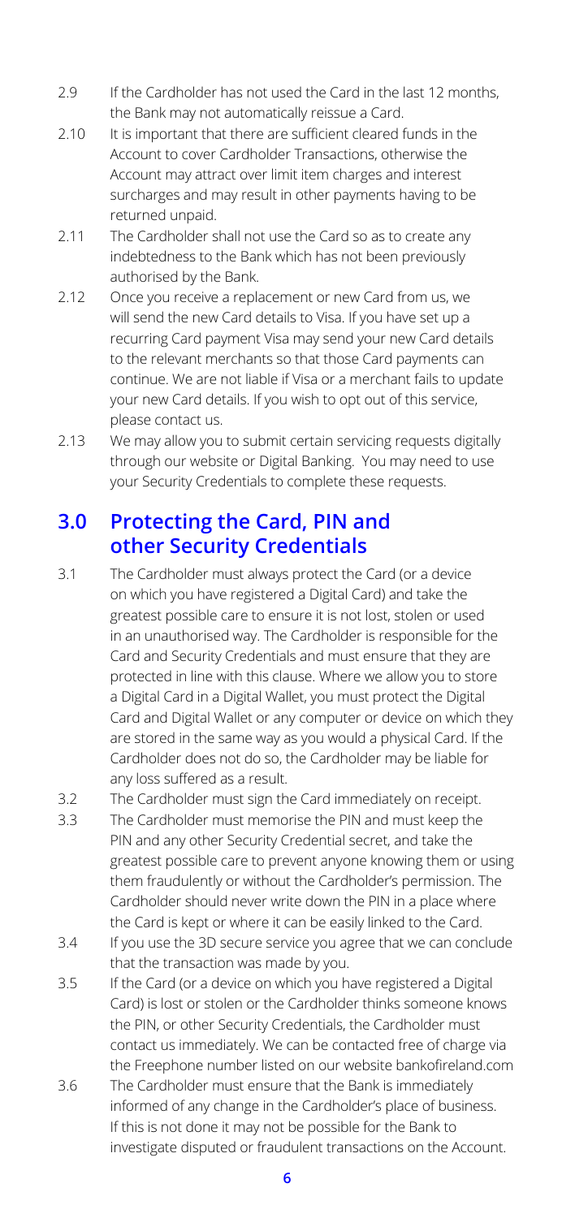2.9 If the Cardholder has not used the Card in the last 12 months, the Bank may not automatically reissue a Card.

2.10 It is important that there are sufficient cleared funds in the Account to cover Cardholder Transactions, otherwise the Account may attract over limit item charges and interest surcharges and may result in other payments having to be returned unpaid.

2.11 The Cardholder shall not use the Card so as to create any indebtedness to the Bank which has not been previously authorised by the Bank.

2.12 Once you receive a replacement or new Card from us, we will send the new Card details to Visa. If you have set up a recurring Card payment Visa may send your new Card details to the relevant merchants so that those Card payments can continue. We are not liable if Visa or a merchant fails to update your new Card details. If you wish to opt out of this service, please contact us.

2.13 We may allow you to submit certain servicing requests digitally through our website or Digital Banking. You may need to use your Security Credentials to complete these requests.

## 3.0 Protecting the Card, PIN and other Security Credentials

3.1 The Cardholder must always protect the Card (or a device on which you have registered a Digital Card) and take the greatest possible care to ensure it is not lost, stolen or used in an unauthorised way. The Cardholder is responsible for the Card and Security Credentials and must ensure that they are protected in line with this clause. Where we allow you to store a Digital Card in a Digital Wallet, you must protect the Digital Card and Digital Wallet or any computer or device on which they are stored in the same way as you would a physical Card. If the Cardholder does not do so, the Cardholder may be liable for any loss suffered as a result.

3.2 The Cardholder must sign the Card immediately on receipt.

3.3 The Cardholder must memorise the PIN and must keep the PIN and any other Security Credential secret, and take the greatest possible care to prevent anyone knowing them or using them fraudulently or without the Cardholder's permission. The Cardholder should never write down the PIN in a place where the Card is kept or where it can be easily linked to the Card.

3.4 If you use the 3D secure service you agree that we can conclude that the transaction was made by you.

3.5 If the Card (or a device on which you have registered a Digital Card) is lost or stolen or the Cardholder thinks someone knows the PIN, or other Security Credentials, the Cardholder must contact us immediately. We can be contacted free of charge via the Freephone number listed on our website bankofireland.com

3.6 The Cardholder must ensure that the Bank is immediately informed of any change in the Cardholder's place of business. If this is not done it may not be possible for the Bank to investigate disputed or fraudulent transactions on the Account.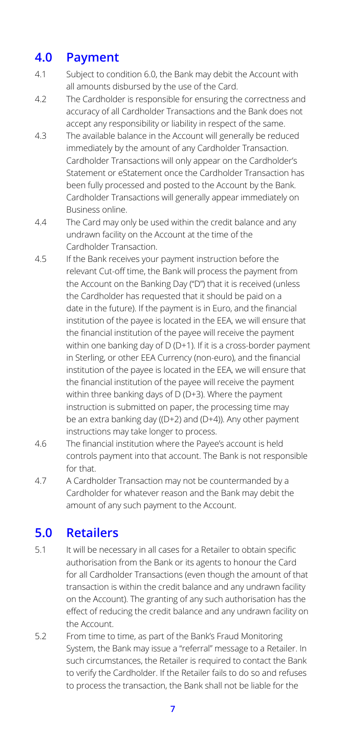## 4.0 Payment

4.1 Subject to condition 6.0, the Bank may debit the Account with all amounts disbursed by the use of the Card.

4.2 The Cardholder is responsible for ensuring the correctness and accuracy of all Cardholder Transactions and the Bank does not accept any responsibility or liability in respect of the same.

4.3 The available balance in the Account will generally be reduced immediately by the amount of any Cardholder Transaction. Cardholder Transactions will only appear on the Cardholder's Statement or eStatement once the Cardholder Transaction has been fully processed and posted to the Account by the Bank. Cardholder Transactions will generally appear immediately on Business online.

4.4 The Card may only be used within the credit balance and any undrawn facility on the Account at the time of the Cardholder Transaction.

4.5 If the Bank receives your payment instruction before the relevant Cut-off time, the Bank will process the payment from the Account on the Banking Day ("D") that it is received (unless the Cardholder has requested that it should be paid on a date in the future). If the payment is in Euro, and the financial institution of the payee is located in the EEA, we will ensure that the financial institution of the payee will receive the payment within one banking day of D (D+1). If it is a cross-border payment in Sterling, or other EEA Currency (non-euro), and the financial institution of the payee is located in the EEA, we will ensure that the financial institution of the payee will receive the payment within three banking days of D (D+3). Where the payment instruction is submitted on paper, the processing time may be an extra banking day ((D+2) and (D+4)). Any other payment instructions may take longer to process.

4.6 The financial institution where the Payee's account is held controls payment into that account. The Bank is not responsible for that.

4.7 A Cardholder Transaction may not be countermanded by a Cardholder for whatever reason and the Bank may debit the amount of any such payment to the Account.

## 5.0 Retailers

5.1 It will be necessary in all cases for a Retailer to obtain specific authorisation from the Bank or its agents to honour the Card for all Cardholder Transactions (even though the amount of that transaction is within the credit balance and any undrawn facility on the Account). The granting of any such authorisation has the effect of reducing the credit balance and any undrawn facility on the Account.

5.2 From time to time, as part of the Bank's Fraud Monitoring System, the Bank may issue a "referral" message to a Retailer. In such circumstances, the Retailer is required to contact the Bank to verify the Cardholder. If the Retailer fails to do so and refuses to process the transaction, the Bank shall not be liable for the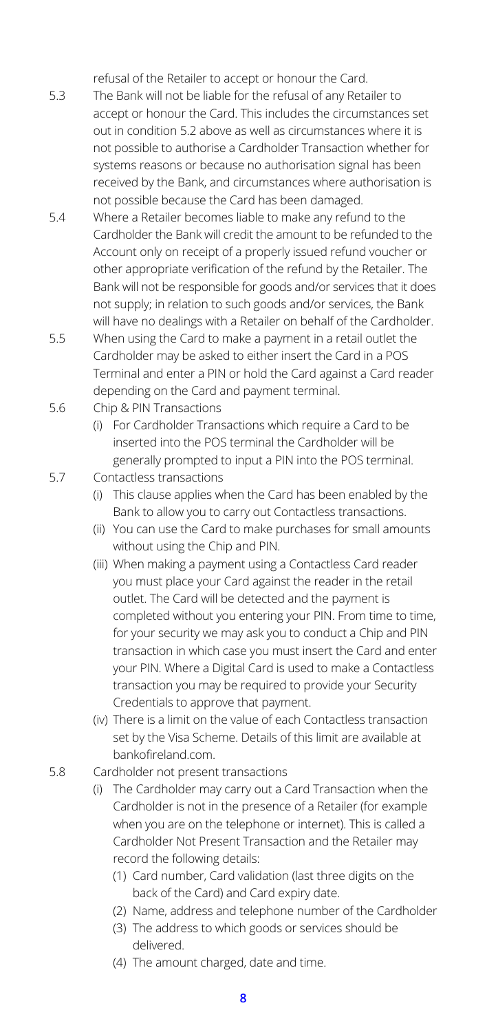refusal of the Retailer to accept or honour the Card.

5.3 The Bank will not be liable for the refusal of any Retailer to accept or honour the Card. This includes the circumstances set out in condition 5.2 above as well as circumstances where it is not possible to authorise a Cardholder Transaction whether for systems reasons or because no authorisation signal has been received by the Bank, and circumstances where authorisation is not possible because the Card has been damaged.

5.4 Where a Retailer becomes liable to make any refund to the Cardholder the Bank will credit the amount to be refunded to the Account only on receipt of a properly issued refund voucher or other appropriate verification of the refund by the Retailer. The Bank will not be responsible for goods and/or services that it does not supply; in relation to such goods and/or services, the Bank will have no dealings with a Retailer on behalf of the Cardholder.

5.5 When using the Card to make a payment in a retail outlet the Cardholder may be asked to either insert the Card in a POS Terminal and enter a PIN or hold the Card against a Card reader depending on the Card and payment terminal.

5.6 Chip & PIN Transactions

(i) For Cardholder Transactions which require a Card to be inserted into the POS terminal the Cardholder will be generally prompted to input a PIN into the POS terminal.

5.7 Contactless transactions

(i) This clause applies when the Card has been enabled by the Bank to allow you to carry out Contactless transactions.

(ii) You can use the Card to make purchases for small amounts without using the Chip and PIN.

(iii) When making a payment using a Contactless Card reader you must place your Card against the reader in the retail outlet. The Card will be detected and the payment is completed without you entering your PIN. From time to time, for your security we may ask you to conduct a Chip and PIN transaction in which case you must insert the Card and enter your PIN. Where a Digital Card is used to make a Contactless transaction you may be required to provide your Security Credentials to approve that payment.

(iv) There is a limit on the value of each Contactless transaction set by the Visa Scheme. Details of this limit are available at bankofireland.com.

5.8 Cardholder not present transactions

(i) The Cardholder may carry out a Card Transaction when the Cardholder is not in the presence of a Retailer (for example when you are on the telephone or internet). This is called a Cardholder Not Present Transaction and the Retailer may record the following details:

(1) Card number, Card validation (last three digits on the back of the Card) and Card expiry date.

(2) Name, address and telephone number of the Cardholder

(3) The address to which goods or services should be delivered.

(4) The amount charged, date and time.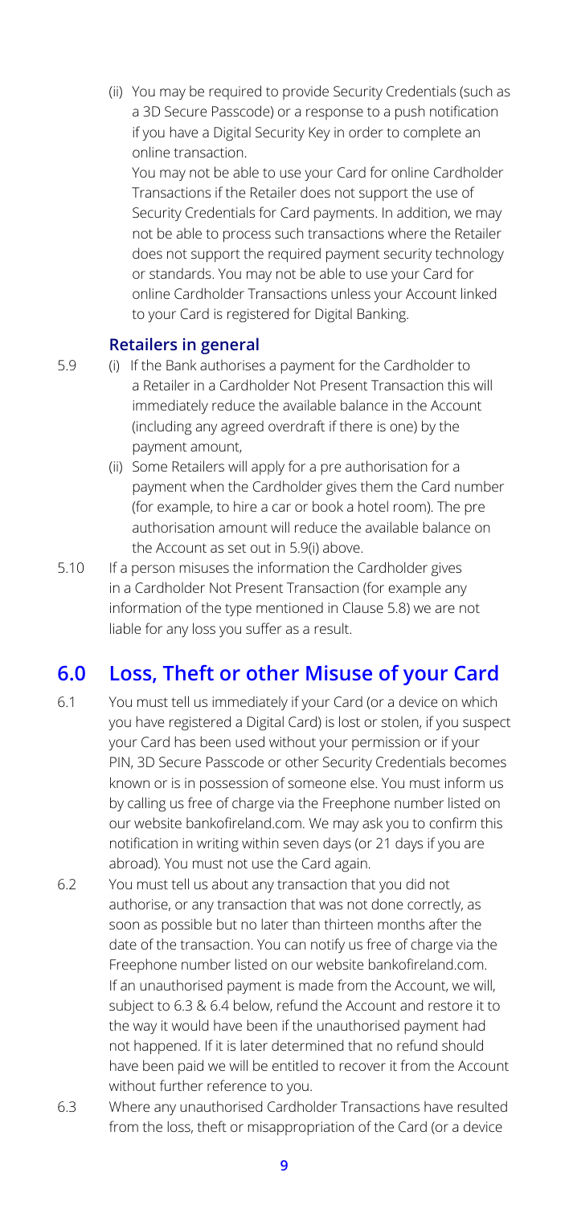(ii) You may be required to provide Security Credentials (such as a 3D Secure Passcode) or a response to a push notification if you have a Digital Security Key in order to complete an online transaction.

You may not be able to use your Card for online Cardholder Transactions if the Retailer does not support the use of Security Credentials for Card payments. In addition, we may not be able to process such transactions where the Retailer does not support the required payment security technology or standards. You may not be able to use your Card for online Cardholder Transactions unless your Account linked to your Card is registered for Digital Banking.

### Retailers in general

5.9 (i) If the Bank authorises a payment for the Cardholder to a Retailer in a Cardholder Not Present Transaction this will immediately reduce the available balance in the Account (including any agreed overdraft if there is one) by the payment amount,

(ii) Some Retailers will apply for a pre authorisation for a payment when the Cardholder gives them the Card number (for example, to hire a car or book a hotel room). The pre authorisation amount will reduce the available balance on the Account as set out in 5.9(i) above.

5.10 If a person misuses the information the Cardholder gives in a Cardholder Not Present Transaction (for example any information of the type mentioned in Clause 5.8) we are not liable for any loss you suffer as a result.

## 6.0 Loss, Theft or other Misuse of your Card

6.1 You must tell us immediately if your Card (or a device on which you have registered a Digital Card) is lost or stolen, if you suspect your Card has been used without your permission or if your PIN, 3D Secure Passcode or other Security Credentials becomes known or is in possession of someone else. You must inform us by calling us free of charge via the Freephone number listed on our website bankofireland.com. We may ask you to confirm this notification in writing within seven days (or 21 days if you are abroad). You must not use the Card again.

6.2 You must tell us about any transaction that you did not authorise, or any transaction that was not done correctly, as soon as possible but no later than thirteen months after the date of the transaction. You can notify us free of charge via the Freephone number listed on our website bankofireland.com. If an unauthorised payment is made from the Account, we will, subject to 6.3 & 6.4 below, refund the Account and restore it to the way it would have been if the unauthorised payment had not happened. If it is later determined that no refund should have been paid we will be entitled to recover it from the Account without further reference to you.

6.3 Where any unauthorised Cardholder Transactions have resulted from the loss, theft or misappropriation of the Card (or a device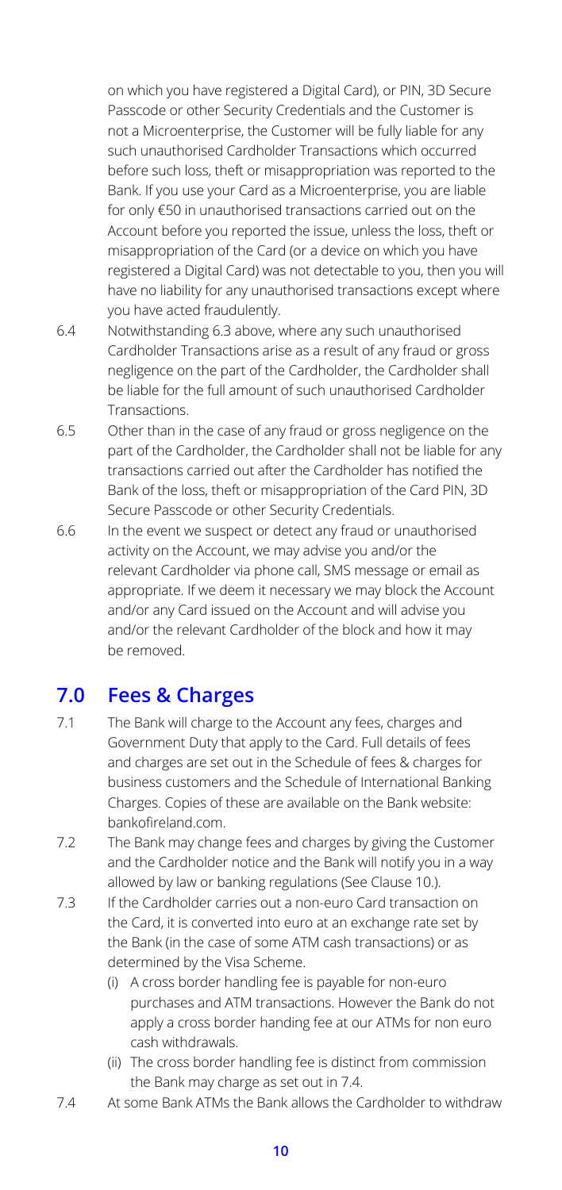on which you have registered a Digital Card), or PIN, 3D Secure Passcode or other Security Credentials and the Customer is not a Microenterprise, the Customer will be fully liable for any such unauthorised Cardholder Transactions which occurred before such loss, theft or misappropriation was reported to the Bank. If you use your Card as a Microenterprise, you are liable for only €50 in unauthorised transactions carried out on the Account before you reported the issue, unless the loss, theft or misappropriation of the Card (or a device on which you have registered a Digital Card) was not detectable to you, then you will have no liability for any unauthorised transactions except where you have acted fraudulently.

6.4 Notwithstanding 6.3 above, where any such unauthorised Cardholder Transactions arise as a result of any fraud or gross negligence on the part of the Cardholder, the Cardholder shall be liable for the full amount of such unauthorised Cardholder Transactions.

6.5 Other than in the case of any fraud or gross negligence on the part of the Cardholder, the Cardholder shall not be liable for any transactions carried out after the Cardholder has notified the Bank of the loss, theft or misappropriation of the Card PIN, 3D Secure Passcode or other Security Credentials.

6.6 In the event we suspect or detect any fraud or unauthorised activity on the Account, we may advise you and/or the relevant Cardholder via phone call, SMS message or email as appropriate. If we deem it necessary we may block the Account and/or any Card issued on the Account and will advise you and/or the relevant Cardholder of the block and how it may be removed.

## 7.0 Fees & Charges

7.1 The Bank will charge to the Account any fees, charges and Government Duty that apply to the Card. Full details of fees and charges are set out in the Schedule of fees & charges for business customers and the Schedule of International Banking Charges. Copies of these are available on the Bank website: bankofireland.com.

7.2 The Bank may change fees and charges by giving the Customer and the Cardholder notice and the Bank will notify you in a way allowed by law or banking regulations (See Clause 10.).

7.3 If the Cardholder carries out a non-euro Card transaction on the Card, it is converted into euro at an exchange rate set by the Bank (in the case of some ATM cash transactions) or as determined by the Visa Scheme.

  (i) A cross border handling fee is payable for non-euro purchases and ATM transactions. However the Bank do not apply a cross border handing fee at our ATMs for non euro cash withdrawals.

  (ii) The cross border handling fee is distinct from commission the Bank may charge as set out in 7.4.

7.4 At some Bank ATMs the Bank allows the Cardholder to withdraw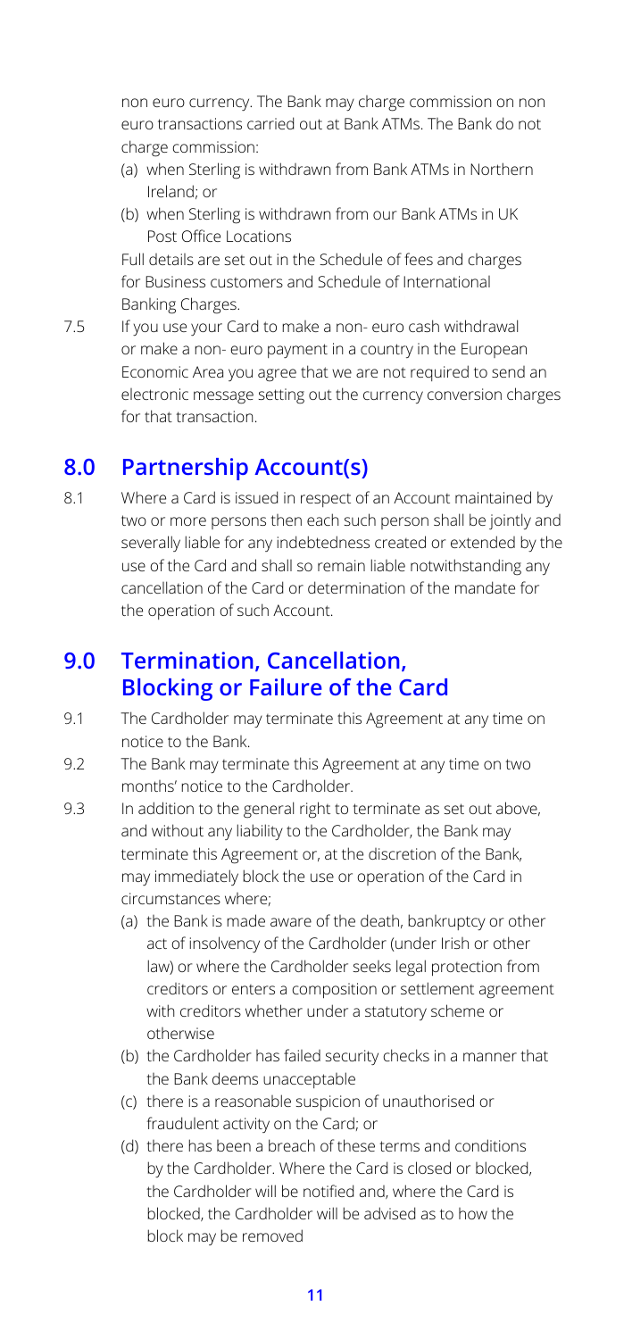non euro currency. The Bank may charge commission on non euro transactions carried out at Bank ATMs. The Bank do not charge commission:

(a) when Sterling is withdrawn from Bank ATMs in Northern Ireland; or

(b) when Sterling is withdrawn from our Bank ATMs in UK Post Office Locations

Full details are set out in the Schedule of fees and charges for Business customers and Schedule of International Banking Charges.

7.5 If you use your Card to make a non- euro cash withdrawal or make a non- euro payment in a country in the European Economic Area you agree that we are not required to send an electronic message setting out the currency conversion charges for that transaction.

## 8.0 Partnership Account(s)

8.1 Where a Card is issued in respect of an Account maintained by two or more persons then each such person shall be jointly and severally liable for any indebtedness created or extended by the use of the Card and shall so remain liable notwithstanding any cancellation of the Card or determination of the mandate for the operation of such Account.

## 9.0 Termination, Cancellation, Blocking or Failure of the Card

9.1 The Cardholder may terminate this Agreement at any time on notice to the Bank.

9.2 The Bank may terminate this Agreement at any time on two months' notice to the Cardholder.

9.3 In addition to the general right to terminate as set out above, and without any liability to the Cardholder, the Bank may terminate this Agreement or, at the discretion of the Bank, may immediately block the use or operation of the Card in circumstances where;

(a) the Bank is made aware of the death, bankruptcy or other act of insolvency of the Cardholder (under Irish or other law) or where the Cardholder seeks legal protection from creditors or enters a composition or settlement agreement with creditors whether under a statutory scheme or otherwise

(b) the Cardholder has failed security checks in a manner that the Bank deems unacceptable

(c) there is a reasonable suspicion of unauthorised or fraudulent activity on the Card; or

(d) there has been a breach of these terms and conditions by the Cardholder. Where the Card is closed or blocked, the Cardholder will be notified and, where the Card is blocked, the Cardholder will be advised as to how the block may be removed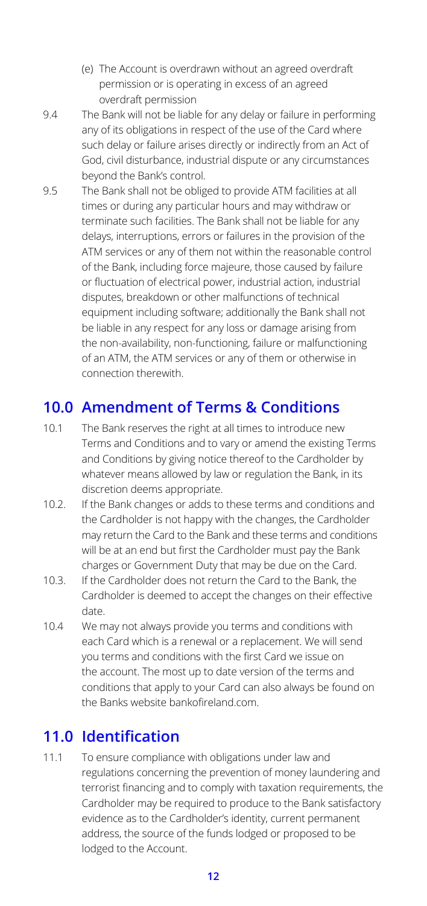(e) The Account is overdrawn without an agreed overdraft permission or is operating in excess of an agreed overdraft permission

9.4 The Bank will not be liable for any delay or failure in performing any of its obligations in respect of the use of the Card where such delay or failure arises directly or indirectly from an Act of God, civil disturbance, industrial dispute or any circumstances beyond the Bank's control.

9.5 The Bank shall not be obliged to provide ATM facilities at all times or during any particular hours and may withdraw or terminate such facilities. The Bank shall not be liable for any delays, interruptions, errors or failures in the provision of the ATM services or any of them not within the reasonable control of the Bank, including force majeure, those caused by failure or fluctuation of electrical power, industrial action, industrial disputes, breakdown or other malfunctions of technical equipment including software; additionally the Bank shall not be liable in any respect for any loss or damage arising from the non-availability, non-functioning, failure or malfunctioning of an ATM, the ATM services or any of them or otherwise in connection therewith.

## 10.0 Amendment of Terms & Conditions

10.1 The Bank reserves the right at all times to introduce new Terms and Conditions and to vary or amend the existing Terms and Conditions by giving notice thereof to the Cardholder by whatever means allowed by law or regulation the Bank, in its discretion deems appropriate.

10.2. If the Bank changes or adds to these terms and conditions and the Cardholder is not happy with the changes, the Cardholder may return the Card to the Bank and these terms and conditions will be at an end but first the Cardholder must pay the Bank charges or Government Duty that may be due on the Card.

10.3. If the Cardholder does not return the Card to the Bank, the Cardholder is deemed to accept the changes on their effective date.

10.4 We may not always provide you terms and conditions with each Card which is a renewal or a replacement. We will send you terms and conditions with the first Card we issue on the account. The most up to date version of the terms and conditions that apply to your Card can also always be found on the Banks website bankofireland.com.

## 11.0 Identification

11.1 To ensure compliance with obligations under law and regulations concerning the prevention of money laundering and terrorist financing and to comply with taxation requirements, the Cardholder may be required to produce to the Bank satisfactory evidence as to the Cardholder's identity, current permanent address, the source of the funds lodged or proposed to be lodged to the Account.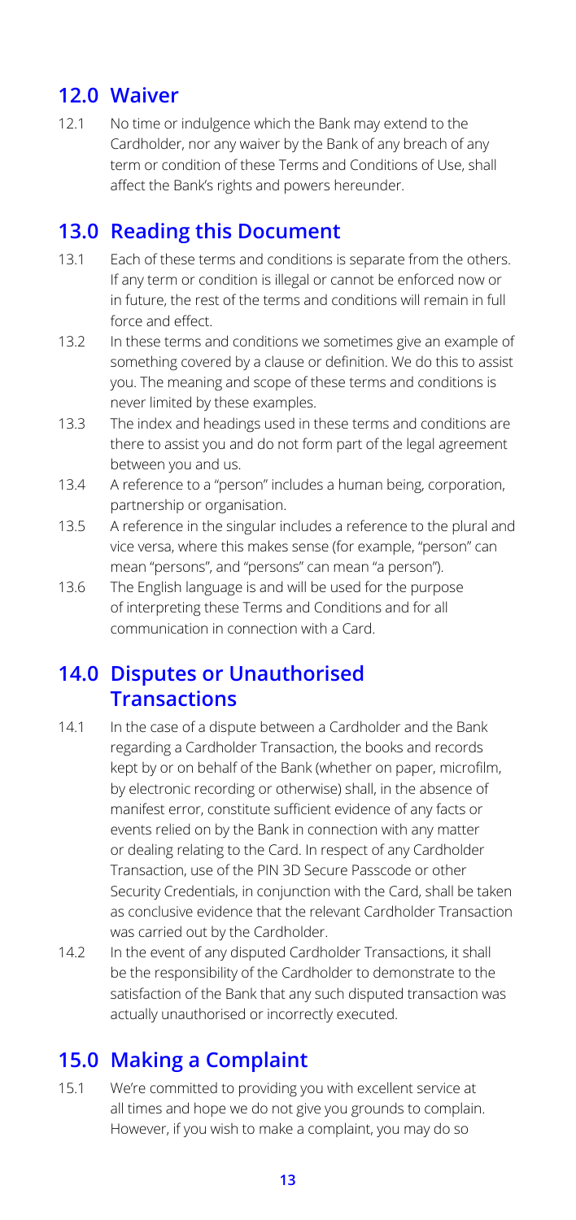## 12.0 Waiver

12.1 No time or indulgence which the Bank may extend to the Cardholder, nor any waiver by the Bank of any breach of any term or condition of these Terms and Conditions of Use, shall affect the Bank's rights and powers hereunder.

## 13.0 Reading this Document

13.1 Each of these terms and conditions is separate from the others. If any term or condition is illegal or cannot be enforced now or in future, the rest of the terms and conditions will remain in full force and effect.

13.2 In these terms and conditions we sometimes give an example of something covered by a clause or definition. We do this to assist you. The meaning and scope of these terms and conditions is never limited by these examples.

13.3 The index and headings used in these terms and conditions are there to assist you and do not form part of the legal agreement between you and us.

13.4 A reference to a "person" includes a human being, corporation, partnership or organisation.

13.5 A reference in the singular includes a reference to the plural and vice versa, where this makes sense (for example, "person" can mean "persons", and "persons" can mean "a person").

13.6 The English language is and will be used for the purpose of interpreting these Terms and Conditions and for all communication in connection with a Card.

## 14.0 Disputes or Unauthorised Transactions

14.1 In the case of a dispute between a Cardholder and the Bank regarding a Cardholder Transaction, the books and records kept by or on behalf of the Bank (whether on paper, microfilm, by electronic recording or otherwise) shall, in the absence of manifest error, constitute sufficient evidence of any facts or events relied on by the Bank in connection with any matter or dealing relating to the Card. In respect of any Cardholder Transaction, use of the PIN 3D Secure Passcode or other Security Credentials, in conjunction with the Card, shall be taken as conclusive evidence that the relevant Cardholder Transaction was carried out by the Cardholder.

14.2 In the event of any disputed Cardholder Transactions, it shall be the responsibility of the Cardholder to demonstrate to the satisfaction of the Bank that any such disputed transaction was actually unauthorised or incorrectly executed.

## 15.0 Making a Complaint

15.1 We're committed to providing you with excellent service at all times and hope we do not give you grounds to complain. However, if you wish to make a complaint, you may do so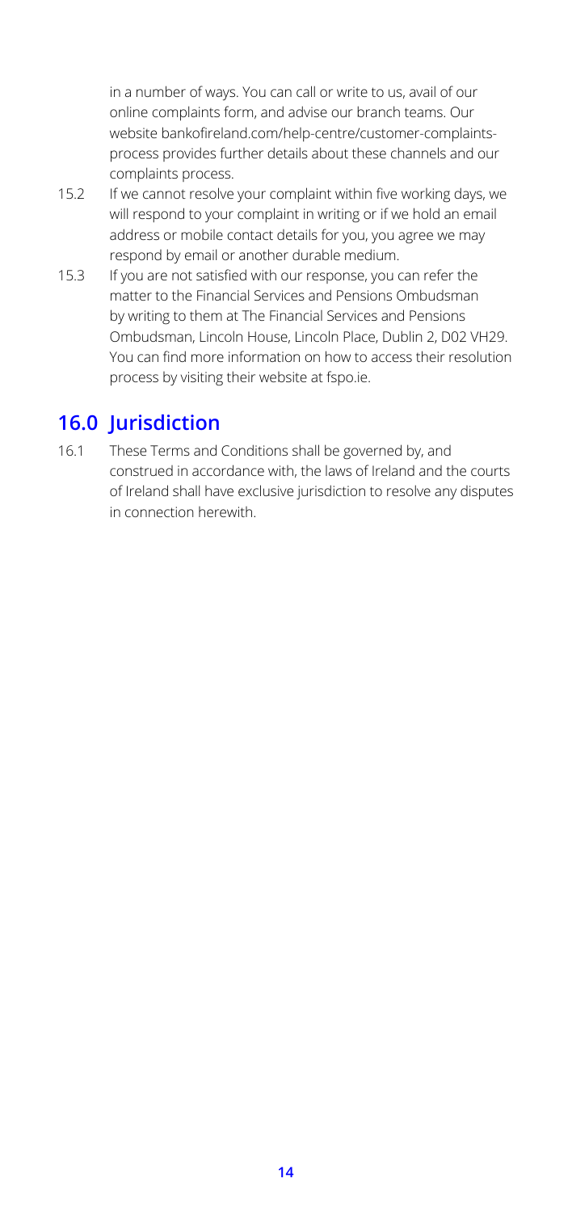in a number of ways. You can call or write to us, avail of our online complaints form, and advise our branch teams. Our website bankofireland.com/help-centre/customer-complaints-process provides further details about these channels and our complaints process.

15.2 If we cannot resolve your complaint within five working days, we will respond to your complaint in writing or if we hold an email address or mobile contact details for you, you agree we may respond by email or another durable medium.

15.3 If you are not satisfied with our response, you can refer the matter to the Financial Services and Pensions Ombudsman by writing to them at The Financial Services and Pensions Ombudsman, Lincoln House, Lincoln Place, Dublin 2, D02 VH29. You can find more information on how to access their resolution process by visiting their website at fspo.ie.

## 16.0 Jurisdiction

16.1 These Terms and Conditions shall be governed by, and construed in accordance with, the laws of Ireland and the courts of Ireland shall have exclusive jurisdiction to resolve any disputes in connection herewith.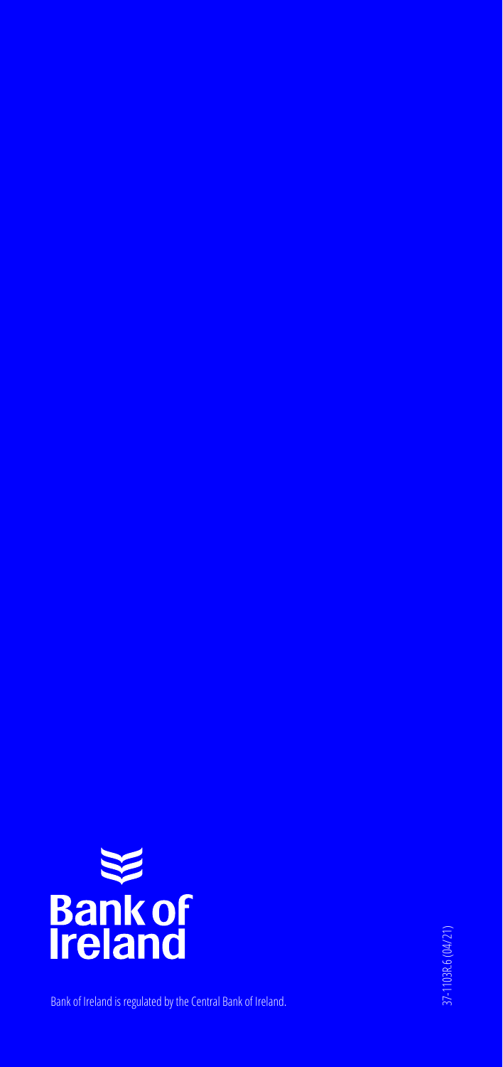Bank of Ireland

Bank of Ireland is regulated by the Central Bank of Ireland.

37-1103R.6 (04/21)